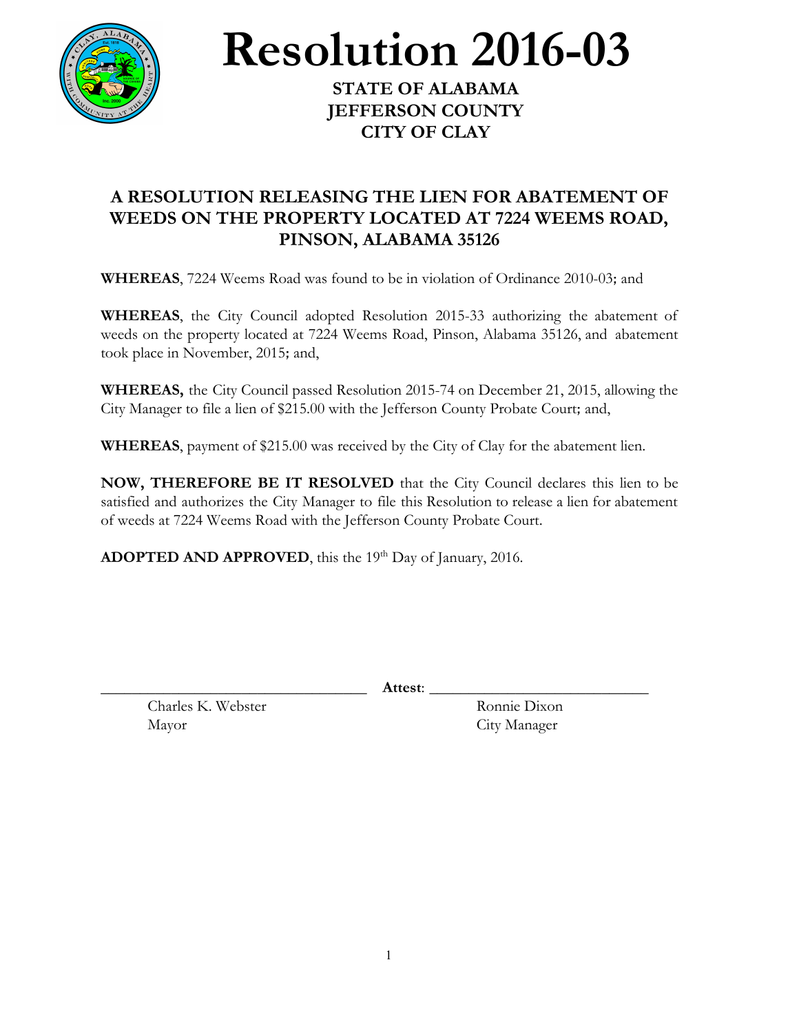# Resolution 2016-03

**STATE OF ALABAMA**
**JEFFERSON COUNTY**
**CITY OF CLAY**

## A RESOLUTION RELEASING THE LIEN FOR ABATEMENT OF WEEDS ON THE PROPERTY LOCATED AT 7224 WEEMS ROAD, PINSON, ALABAMA 35126

**WHEREAS**, 7224 Weems Road was found to be in violation of Ordinance 2010-03; and

**WHEREAS**, the City Council adopted Resolution 2015-33 authorizing the abatement of weeds on the property located at 7224 Weems Road, Pinson, Alabama 35126, and abatement took place in November, 2015; and,

**WHEREAS,** the City Council passed Resolution 2015-74 on December 21, 2015, allowing the City Manager to file a lien of $215.00 with the Jefferson County Probate Court; and,

**WHEREAS**, payment of $215.00 was received by the City of Clay for the abatement lien.

**NOW, THEREFORE BE IT RESOLVED** that the City Council declares this lien to be satisfied and authorizes the City Manager to file this Resolution to release a lien for abatement of weeds at 7224 Weems Road with the Jefferson County Probate Court.

**ADOPTED AND APPROVED**, this the 19th Day of January, 2016.

\_\_\_\_\_\_\_\_\_\_\_\_\_\_\_\_\_\_\_\_\_\_\_\_\_\_\_\_\_\_\_\_\_\_ **Attest**: \_\_\_\_\_\_\_\_\_\_\_\_\_\_\_\_\_\_\_\_\_\_\_\_\_\_\_\_

Charles K. Webster
Mayor

Ronnie Dixon
City Manager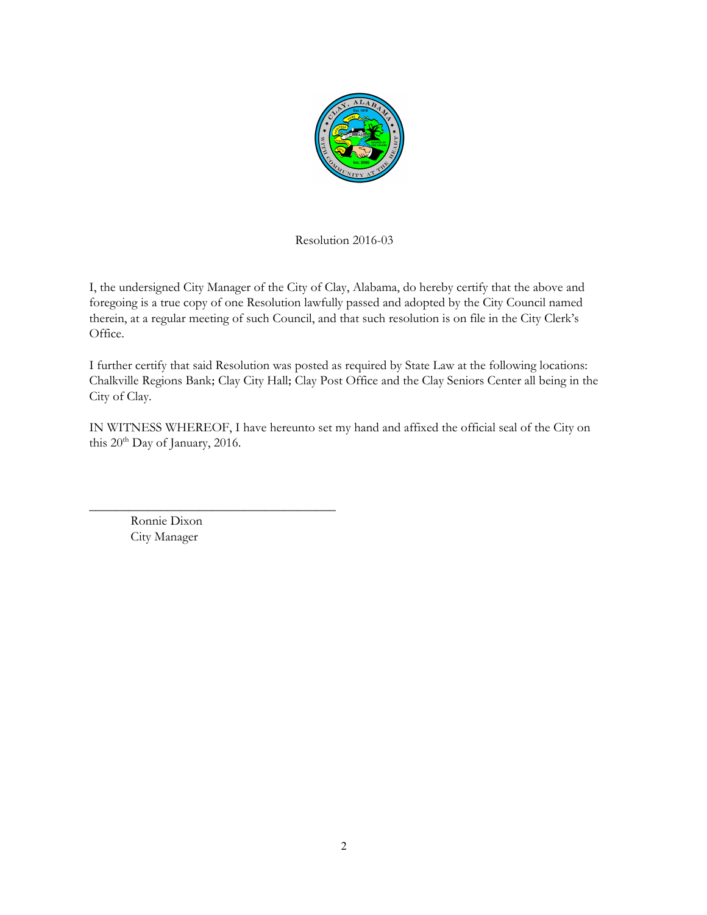Resolution 2016-03

I, the undersigned City Manager of the City of Clay, Alabama, do hereby certify that the above and foregoing is a true copy of one Resolution lawfully passed and adopted by the City Council named therein, at a regular meeting of such Council, and that such resolution is on file in the City Clerk's Office.

I further certify that said Resolution was posted as required by State Law at the following locations: Chalkville Regions Bank; Clay City Hall; Clay Post Office and the Clay Seniors Center all being in the City of Clay.

IN WITNESS WHEREOF, I have hereunto set my hand and affixed the official seal of the City on this 20th Day of January, 2016.

_______________________________________

Ronnie Dixon
City Manager